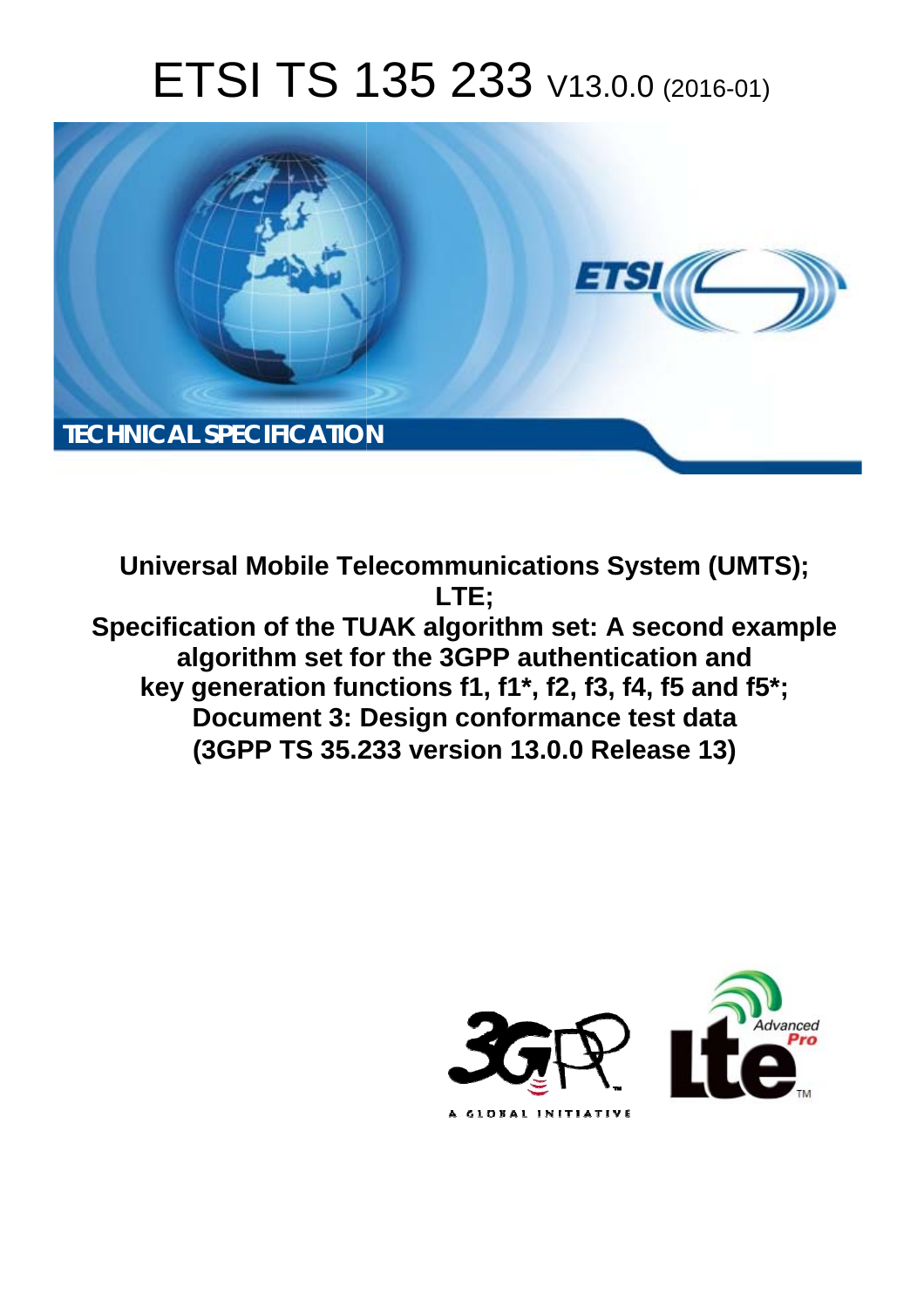# ETSI TS 135 233 V13.0.0 (2016-01)

TECHNICAL SPECIFICATION

**Universal Mobile Telecommunications System (UMTS);**
**LTE;**
**Specification of the TUAK algorithm set: A second example algorithm set for the 3GPP authentication and key generation functions f1, f1*, f2, f3, f4, f5 and f5*;**
**Document 3: Design conformance test data**
**(3GPP TS 35.233 version 13.0.0 Release 13)**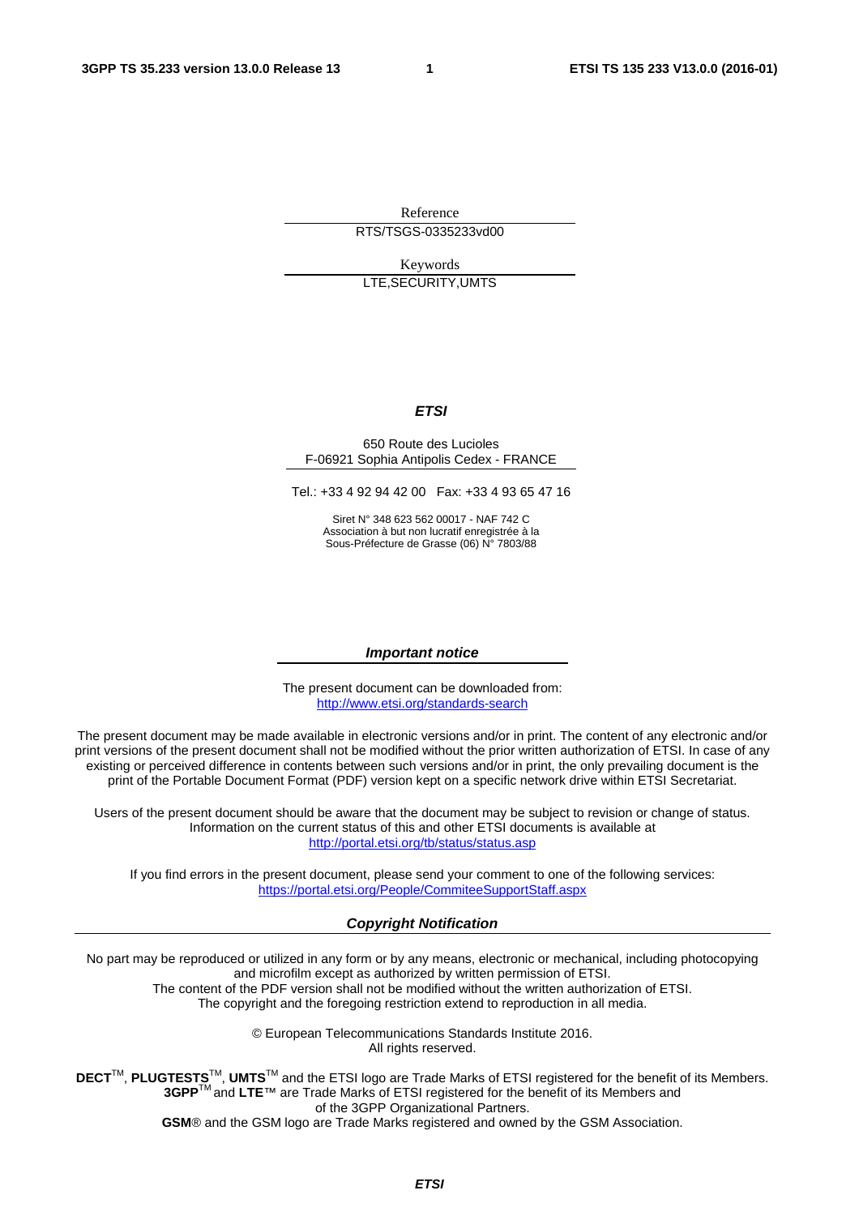Reference

RTS/TSGS-0335233vd00

Keywords

LTE,SECURITY,UMTS

***ETSI***

650 Route des Lucioles
F-06921 Sophia Antipolis Cedex - FRANCE

Tel.: +33 4 92 94 42 00 Fax: +33 4 93 65 47 16

Siret N° 348 623 562 00017 - NAF 742 C
Association à but non lucratif enregistrée à la
Sous-Préfecture de Grasse (06) N° 7803/88

***Important notice***

The present document can be downloaded from:
http://www.etsi.org/standards-search

The present document may be made available in electronic versions and/or in print. The content of any electronic and/or print versions of the present document shall not be modified without the prior written authorization of ETSI. In case of any existing or perceived difference in contents between such versions and/or in print, the only prevailing document is the print of the Portable Document Format (PDF) version kept on a specific network drive within ETSI Secretariat.

Users of the present document should be aware that the document may be subject to revision or change of status. Information on the current status of this and other ETSI documents is available at
http://portal.etsi.org/tb/status/status.asp

If you find errors in the present document, please send your comment to one of the following services:
https://portal.etsi.org/People/CommiteeSupportStaff.aspx

***Copyright Notification***

No part may be reproduced or utilized in any form or by any means, electronic or mechanical, including photocopying and microfilm except as authorized by written permission of ETSI.
The content of the PDF version shall not be modified without the written authorization of ETSI.
The copyright and the foregoing restriction extend to reproduction in all media.

© European Telecommunications Standards Institute 2016.
All rights reserved.

**DECT**™, **PLUGTESTS**™, **UMTS**™ and the ETSI logo are Trade Marks of ETSI registered for the benefit of its Members.
**3GPP**™ and **LTE**™ are Trade Marks of ETSI registered for the benefit of its Members and of the 3GPP Organizational Partners.
**GSM**® and the GSM logo are Trade Marks registered and owned by the GSM Association.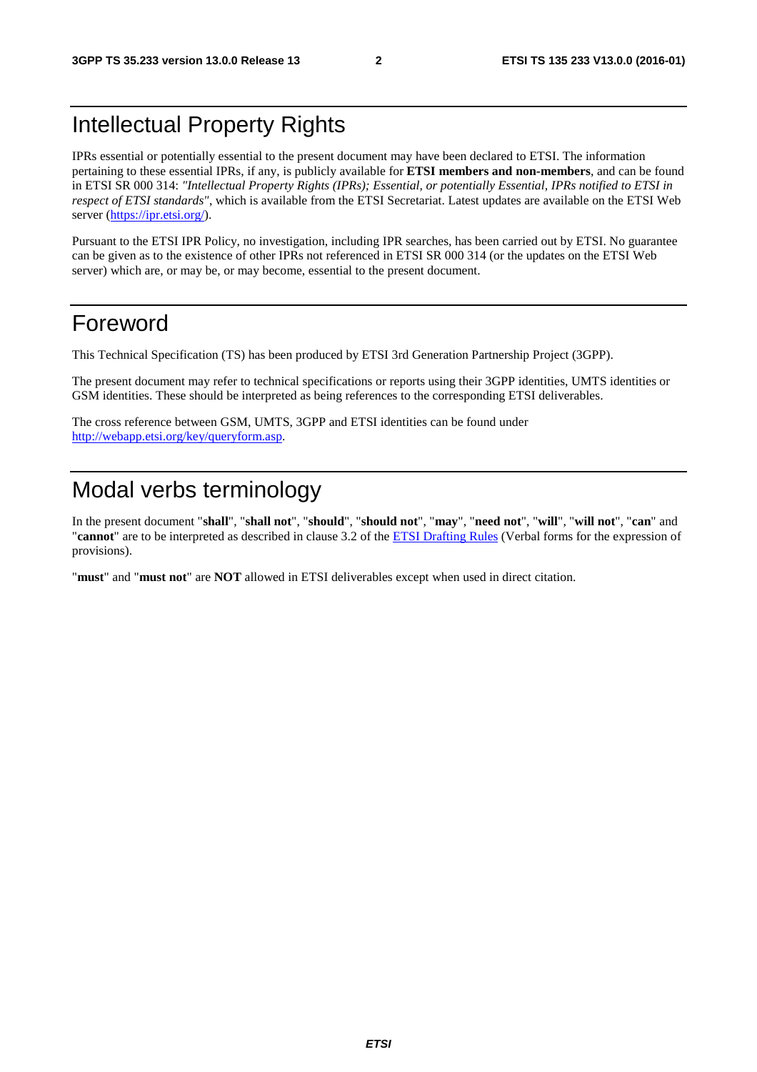# Intellectual Property Rights

IPRs essential or potentially essential to the present document may have been declared to ETSI. The information pertaining to these essential IPRs, if any, is publicly available for **ETSI members and non-members**, and can be found in ETSI SR 000 314: *"Intellectual Property Rights (IPRs); Essential, or potentially Essential, IPRs notified to ETSI in respect of ETSI standards"*, which is available from the ETSI Secretariat. Latest updates are available on the ETSI Web server (https://ipr.etsi.org/).

Pursuant to the ETSI IPR Policy, no investigation, including IPR searches, has been carried out by ETSI. No guarantee can be given as to the existence of other IPRs not referenced in ETSI SR 000 314 (or the updates on the ETSI Web server) which are, or may be, or may become, essential to the present document.

# Foreword

This Technical Specification (TS) has been produced by ETSI 3rd Generation Partnership Project (3GPP).

The present document may refer to technical specifications or reports using their 3GPP identities, UMTS identities or GSM identities. These should be interpreted as being references to the corresponding ETSI deliverables.

The cross reference between GSM, UMTS, 3GPP and ETSI identities can be found under http://webapp.etsi.org/key/queryform.asp.

# Modal verbs terminology

In the present document "**shall**", "**shall not**", "**should**", "**should not**", "**may**", "**need not**", "**will**", "**will not**", "**can**" and "**cannot**" are to be interpreted as described in clause 3.2 of the ETSI Drafting Rules (Verbal forms for the expression of provisions).

"**must**" and "**must not**" are **NOT** allowed in ETSI deliverables except when used in direct citation.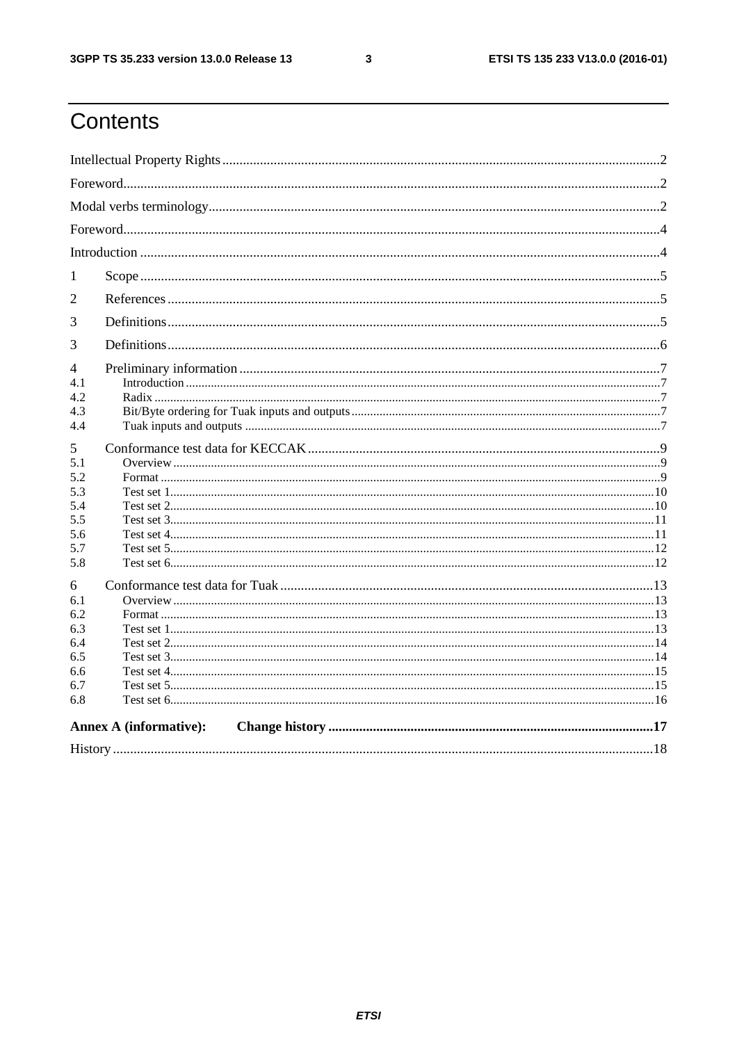# Contents

Intellectual Property Rights ........................................ 2

Foreword ........................................ 2

Modal verbs terminology ........................................ 2

Foreword ........................................ 4

Introduction ........................................ 4

1 Scope ........................................ 5

2 References ........................................ 5

3 Definitions ........................................ 5

3 Definitions ........................................ 6

4 Preliminary information ........................................ 7

4.1 Introduction ........................................ 7

4.2 Radix ........................................ 7

4.3 Bit/Byte ordering for Tuak inputs and outputs ........................................ 7

4.4 Tuak inputs and outputs ........................................ 7

5 Conformance test data for KECCAK ........................................ 9

5.1 Overview ........................................ 9

5.2 Format ........................................ 9

5.3 Test set 1 ........................................ 10

5.4 Test set 2 ........................................ 10

5.5 Test set 3 ........................................ 11

5.6 Test set 4 ........................................ 11

5.7 Test set 5 ........................................ 12

5.8 Test set 6 ........................................ 12

6 Conformance test data for Tuak ........................................ 13

6.1 Overview ........................................ 13

6.2 Format ........................................ 13

6.3 Test set 1 ........................................ 13

6.4 Test set 2 ........................................ 14

6.5 Test set 3 ........................................ 14

6.6 Test set 4 ........................................ 15

6.7 Test set 5 ........................................ 15

6.8 Test set 6 ........................................ 16

**Annex A (informative): Change history ........................................ 17**

History ........................................ 18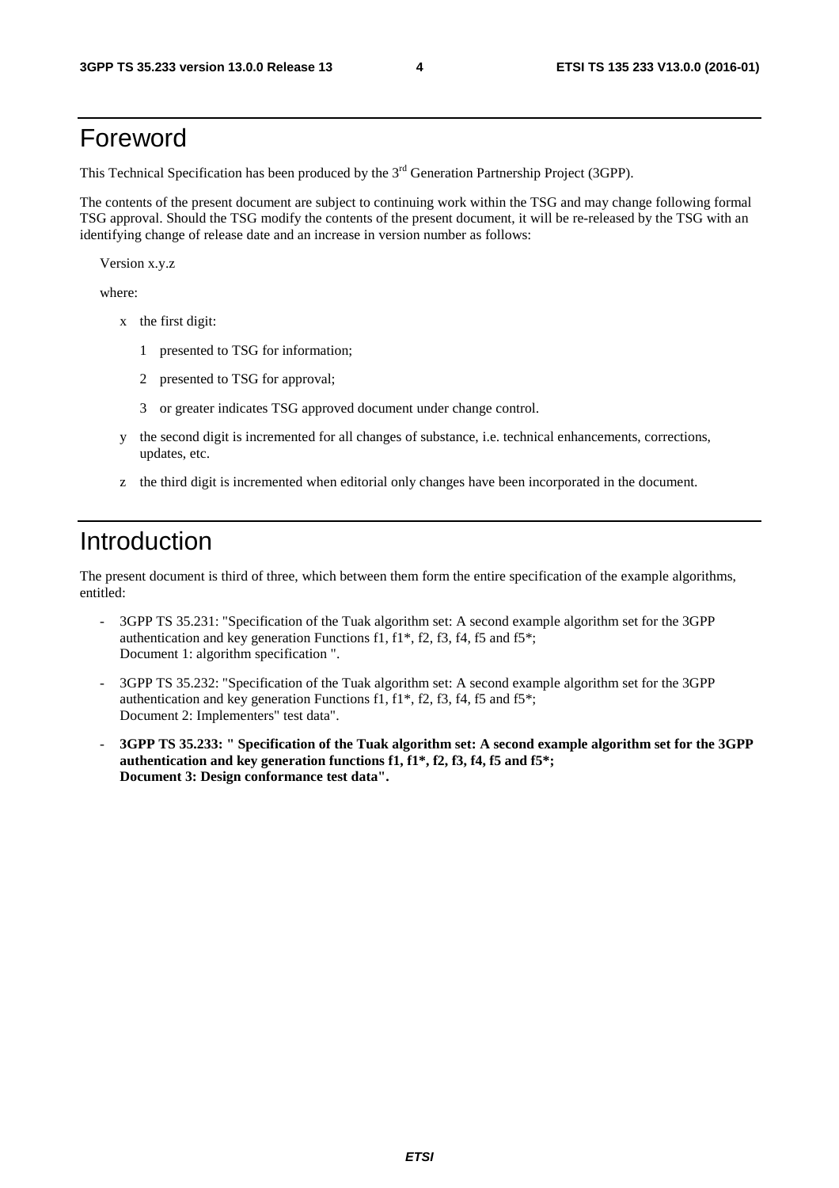# Foreword

This Technical Specification has been produced by the 3rd Generation Partnership Project (3GPP).

The contents of the present document are subject to continuing work within the TSG and may change following formal TSG approval. Should the TSG modify the contents of the present document, it will be re-released by the TSG with an identifying change of release date and an increase in version number as follows:

Version x.y.z

where:

- x the first digit:
  - 1 presented to TSG for information;
  - 2 presented to TSG for approval;
  - 3 or greater indicates TSG approved document under change control.
- y the second digit is incremented for all changes of substance, i.e. technical enhancements, corrections, updates, etc.
- z the third digit is incremented when editorial only changes have been incorporated in the document.

# Introduction

The present document is third of three, which between them form the entire specification of the example algorithms, entitled:

- 3GPP TS 35.231: "Specification of the Tuak algorithm set: A second example algorithm set for the 3GPP authentication and key generation Functions f1, f1*, f2, f3, f4, f5 and f5*;
  Document 1: algorithm specification ".
- 3GPP TS 35.232: "Specification of the Tuak algorithm set: A second example algorithm set for the 3GPP authentication and key generation Functions f1, f1*, f2, f3, f4, f5 and f5*;
  Document 2: Implementers" test data".
- **3GPP TS 35.233: " Specification of the Tuak algorithm set: A second example algorithm set for the 3GPP authentication and key generation functions f1, f1*, f2, f3, f4, f5 and f5*;
  Document 3: Design conformance test data".**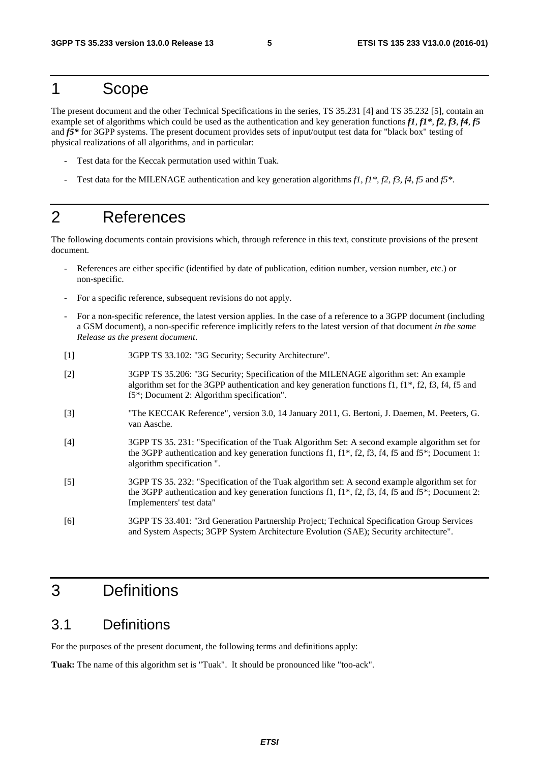# 1 Scope

The present document and the other Technical Specifications in the series, TS 35.231 [4] and TS 35.232 [5], contain an example set of algorithms which could be used as the authentication and key generation functions ***f1***, ***f1****, ***f2***, ***f3***, ***f4***, ***f5*** and ***f5**** for 3GPP systems. The present document provides sets of input/output test data for "black box" testing of physical realizations of all algorithms, and in particular:

- Test data for the Keccak permutation used within Tuak.
- Test data for the MILENAGE authentication and key generation algorithms *f1, f1*, f2, f3, f4, f5* and *f5**.

# 2 References

The following documents contain provisions which, through reference in this text, constitute provisions of the present document.

- References are either specific (identified by date of publication, edition number, version number, etc.) or non-specific.
- For a specific reference, subsequent revisions do not apply.
- For a non-specific reference, the latest version applies. In the case of a reference to a 3GPP document (including a GSM document), a non-specific reference implicitly refers to the latest version of that document *in the same Release as the present document*.

[1] 3GPP TS 33.102: "3G Security; Security Architecture".

[2] 3GPP TS 35.206: "3G Security; Specification of the MILENAGE algorithm set: An example algorithm set for the 3GPP authentication and key generation functions f1, f1*, f2, f3, f4, f5 and f5*; Document 2: Algorithm specification".

[3] "The KECCAK Reference", version 3.0, 14 January 2011, G. Bertoni, J. Daemen, M. Peeters, G. van Aasche.

[4] 3GPP TS 35. 231: "Specification of the Tuak Algorithm Set: A second example algorithm set for the 3GPP authentication and key generation functions f1, f1*, f2, f3, f4, f5 and f5*; Document 1: algorithm specification ".

[5] 3GPP TS 35. 232: "Specification of the Tuak algorithm set: A second example algorithm set for the 3GPP authentication and key generation functions f1, f1*, f2, f3, f4, f5 and f5*; Document 2: Implementers' test data"

[6] 3GPP TS 33.401: "3rd Generation Partnership Project; Technical Specification Group Services and System Aspects; 3GPP System Architecture Evolution (SAE); Security architecture".

# 3 Definitions

## 3.1 Definitions

For the purposes of the present document, the following terms and definitions apply:

**Tuak:** The name of this algorithm set is "Tuak". It should be pronounced like "too-ack".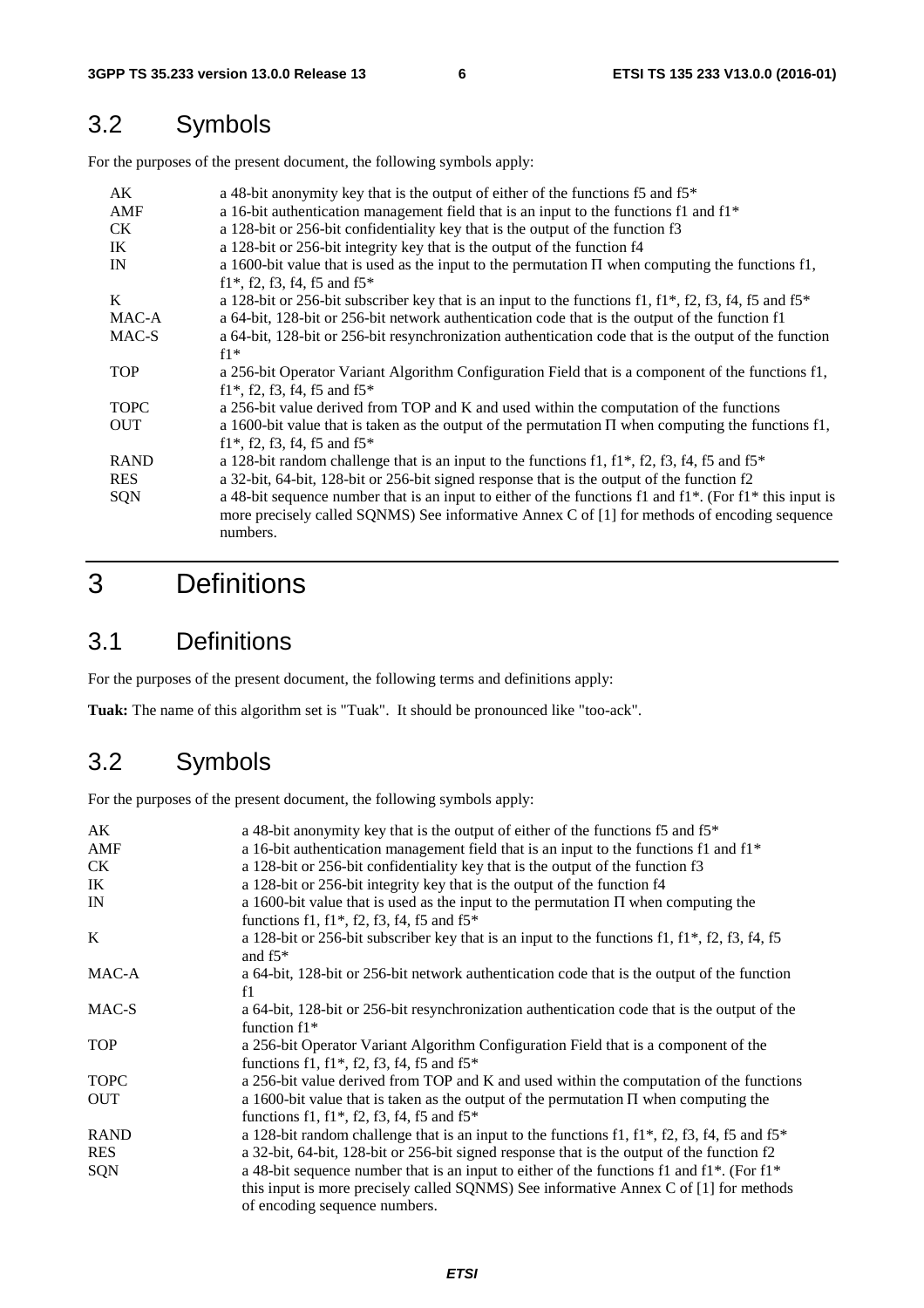## 3.2 Symbols

For the purposes of the present document, the following symbols apply:

| | |
|---|---|
| AK | a 48-bit anonymity key that is the output of either of the functions f5 and f5* |
| AMF | a 16-bit authentication management field that is an input to the functions f1 and f1* |
| CK | a 128-bit or 256-bit confidentiality key that is the output of the function f3 |
| IK | a 128-bit or 256-bit integrity key that is the output of the function f4 |
| IN | a 1600-bit value that is used as the input to the permutation Π when computing the functions f1, f1*, f2, f3, f4, f5 and f5* |
| K | a 128-bit or 256-bit subscriber key that is an input to the functions f1, f1*, f2, f3, f4, f5 and f5* |
| MAC-A | a 64-bit, 128-bit or 256-bit network authentication code that is the output of the function f1 |
| MAC-S | a 64-bit, 128-bit or 256-bit resynchronization authentication code that is the output of the function f1* |
| TOP | a 256-bit Operator Variant Algorithm Configuration Field that is a component of the functions f1, f1*, f2, f3, f4, f5 and f5* |
| TOPC | a 256-bit value derived from TOP and K and used within the computation of the functions |
| OUT | a 1600-bit value that is taken as the output of the permutation Π when computing the functions f1, f1*, f2, f3, f4, f5 and f5* |
| RAND | a 128-bit random challenge that is an input to the functions f1, f1*, f2, f3, f4, f5 and f5* |
| RES | a 32-bit, 64-bit, 128-bit or 256-bit signed response that is the output of the function f2 |
| SQN | a 48-bit sequence number that is an input to either of the functions f1 and f1*. (For f1* this input is more precisely called SQNMS) See informative Annex C of [1] for methods of encoding sequence numbers. |

# 3 Definitions

## 3.1 Definitions

For the purposes of the present document, the following terms and definitions apply:

**Tuak:** The name of this algorithm set is "Tuak". It should be pronounced like "too-ack".

## 3.2 Symbols

For the purposes of the present document, the following symbols apply:

| | |
|---|---|
| AK | a 48-bit anonymity key that is the output of either of the functions f5 and f5* |
| AMF | a 16-bit authentication management field that is an input to the functions f1 and f1* |
| CK | a 128-bit or 256-bit confidentiality key that is the output of the function f3 |
| IK | a 128-bit or 256-bit integrity key that is the output of the function f4 |
| IN | a 1600-bit value that is used as the input to the permutation Π when computing the functions f1, f1*, f2, f3, f4, f5 and f5* |
| K | a 128-bit or 256-bit subscriber key that is an input to the functions f1, f1*, f2, f3, f4, f5 and f5* |
| MAC-A | a 64-bit, 128-bit or 256-bit network authentication code that is the output of the function f1 |
| MAC-S | a 64-bit, 128-bit or 256-bit resynchronization authentication code that is the output of the function f1* |
| TOP | a 256-bit Operator Variant Algorithm Configuration Field that is a component of the functions f1, f1*, f2, f3, f4, f5 and f5* |
| TOPC | a 256-bit value derived from TOP and K and used within the computation of the functions |
| OUT | a 1600-bit value that is taken as the output of the permutation Π when computing the functions f1, f1*, f2, f3, f4, f5 and f5* |
| RAND | a 128-bit random challenge that is an input to the functions f1, f1*, f2, f3, f4, f5 and f5* |
| RES | a 32-bit, 64-bit, 128-bit or 256-bit signed response that is the output of the function f2 |
| SQN | a 48-bit sequence number that is an input to either of the functions f1 and f1*. (For f1* this input is more precisely called SQNMS) See informative Annex C of [1] for methods of encoding sequence numbers. |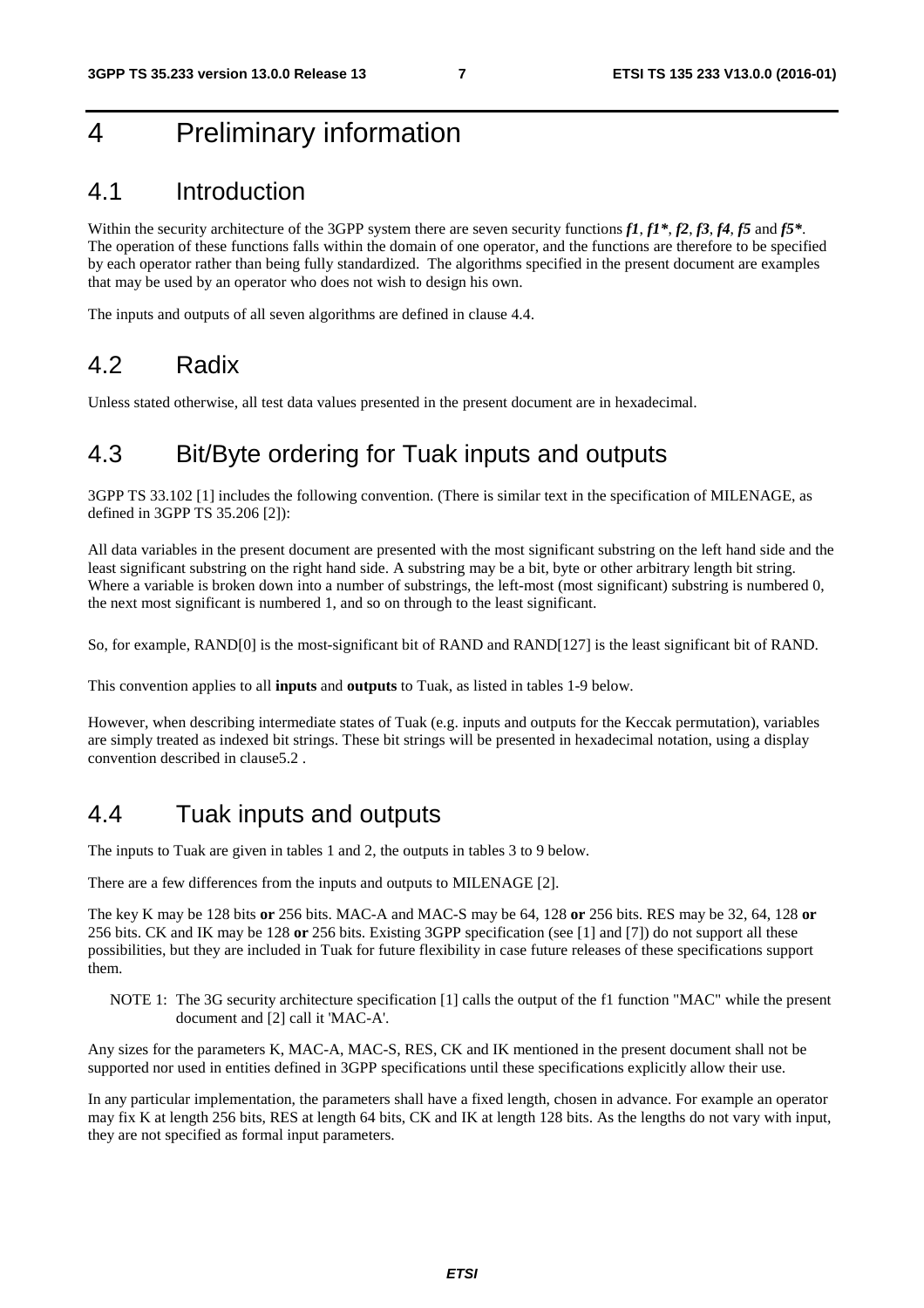# 4 Preliminary information

## 4.1 Introduction

Within the security architecture of the 3GPP system there are seven security functions ***f1***, ***f1****, ***f2***, ***f3***, ***f4***, ***f5*** and ***f5****. The operation of these functions falls within the domain of one operator, and the functions are therefore to be specified by each operator rather than being fully standardized. The algorithms specified in the present document are examples that may be used by an operator who does not wish to design his own.

The inputs and outputs of all seven algorithms are defined in clause 4.4.

## 4.2 Radix

Unless stated otherwise, all test data values presented in the present document are in hexadecimal.

## 4.3 Bit/Byte ordering for Tuak inputs and outputs

3GPP TS 33.102 [1] includes the following convention. (There is similar text in the specification of MILENAGE, as defined in 3GPP TS 35.206 [2]):

All data variables in the present document are presented with the most significant substring on the left hand side and the least significant substring on the right hand side. A substring may be a bit, byte or other arbitrary length bit string. Where a variable is broken down into a number of substrings, the left-most (most significant) substring is numbered 0, the next most significant is numbered 1, and so on through to the least significant.

So, for example, RAND[0] is the most-significant bit of RAND and RAND[127] is the least significant bit of RAND.

This convention applies to all **inputs** and **outputs** to Tuak, as listed in tables 1-9 below.

However, when describing intermediate states of Tuak (e.g. inputs and outputs for the Keccak permutation), variables are simply treated as indexed bit strings. These bit strings will be presented in hexadecimal notation, using a display convention described in clause5.2 .

## 4.4 Tuak inputs and outputs

The inputs to Tuak are given in tables 1 and 2, the outputs in tables 3 to 9 below.

There are a few differences from the inputs and outputs to MILENAGE [2].

The key K may be 128 bits **or** 256 bits. MAC-A and MAC-S may be 64, 128 **or** 256 bits. RES may be 32, 64, 128 **or** 256 bits. CK and IK may be 128 **or** 256 bits. Existing 3GPP specification (see [1] and [7]) do not support all these possibilities, but they are included in Tuak for future flexibility in case future releases of these specifications support them.

NOTE 1: The 3G security architecture specification [1] calls the output of the f1 function "MAC" while the present document and [2] call it 'MAC-A'.

Any sizes for the parameters K, MAC-A, MAC-S, RES, CK and IK mentioned in the present document shall not be supported nor used in entities defined in 3GPP specifications until these specifications explicitly allow their use.

In any particular implementation, the parameters shall have a fixed length, chosen in advance. For example an operator may fix K at length 256 bits, RES at length 64 bits, CK and IK at length 128 bits. As the lengths do not vary with input, they are not specified as formal input parameters.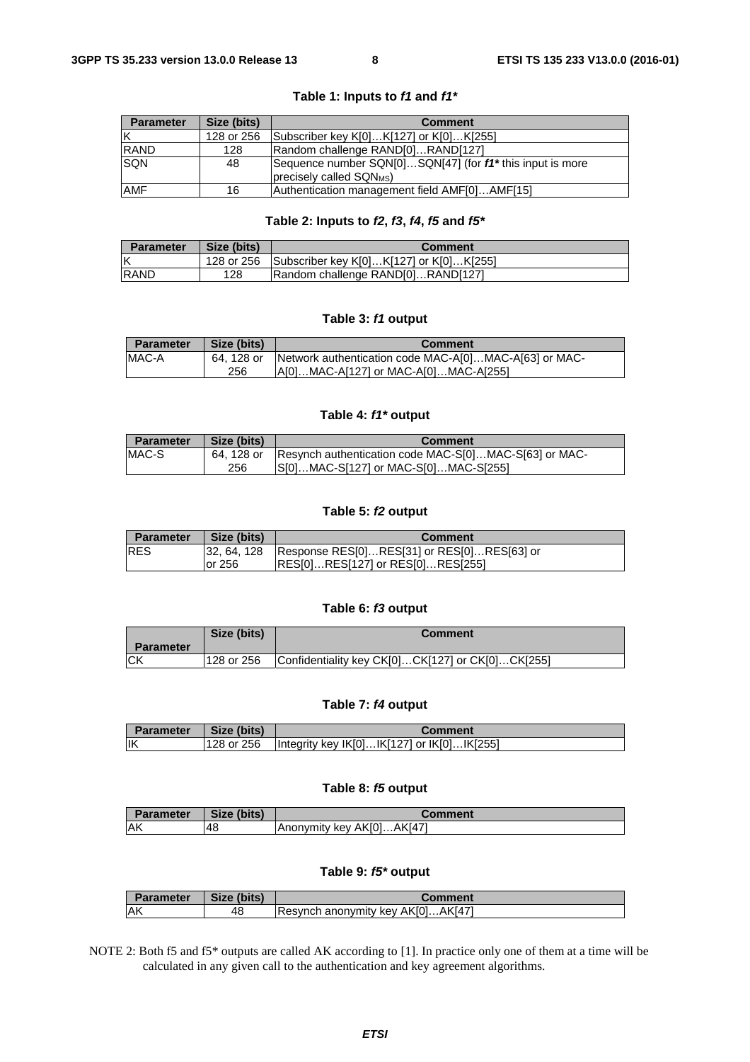**Table 1: Inputs to *f1* and *f1****

| Parameter | Size (bits) | Comment |
|---|---|---|
| K | 128 or 256 | Subscriber key K[0]…K[127] or K[0]…K[255] |
| RAND | 128 | Random challenge RAND[0]…RAND[127] |
| SQN | 48 | Sequence number SQN[0]…SQN[47] (for ***f1**** this input is more precisely called $SQN_{MS}$) |
| AMF | 16 | Authentication management field AMF[0]…AMF[15] |

**Table 2: Inputs to *f2*, *f3*, *f4*, *f5* and *f5****

| Parameter | Size (bits) | Comment |
|---|---|---|
| K | 128 or 256 | Subscriber key K[0]…K[127] or K[0]…K[255] |
| RAND | 128 | Random challenge RAND[0]…RAND[127] |

**Table 3: *f1* output**

| Parameter | Size (bits) | Comment |
|---|---|---|
| MAC-A | 64, 128 or 256 | Network authentication code MAC-A[0]…MAC-A[63] or MAC-A[0]…MAC-A[127] or MAC-A[0]…MAC-A[255] |

**Table 4: *f1** output**

| Parameter | Size (bits) | Comment |
|---|---|---|
| MAC-S | 64, 128 or 256 | Resynch authentication code MAC-S[0]…MAC-S[63] or MAC-S[0]…MAC-S[127] or MAC-S[0]…MAC-S[255] |

**Table 5: *f2* output**

| Parameter | Size (bits) | Comment |
|---|---|---|
| RES | 32, 64, 128 or 256 | Response RES[0]…RES[31] or RES[0]…RES[63] or RES[0]…RES[127] or RES[0]…RES[255] |

**Table 6: *f3* output**

| Parameter | Size (bits) | Comment |
|---|---|---|
| CK | 128 or 256 | Confidentiality key CK[0]…CK[127] or CK[0]…CK[255] |

**Table 7: *f4* output**

| Parameter | Size (bits) | Comment |
|---|---|---|
| IK | 128 or 256 | Integrity key IK[0]…IK[127] or IK[0]…IK[255] |

**Table 8: *f5* output**

| Parameter | Size (bits) | Comment |
|---|---|---|
| AK | 48 | Anonymity key AK[0]…AK[47] |

**Table 9: *f5** output**

| Parameter | Size (bits) | Comment |
|---|---|---|
| AK | 48 | Resynch anonymity key AK[0]…AK[47] |

NOTE 2: Both f5 and f5* outputs are called AK according to [1]. In practice only one of them at a time will be calculated in any given call to the authentication and key agreement algorithms.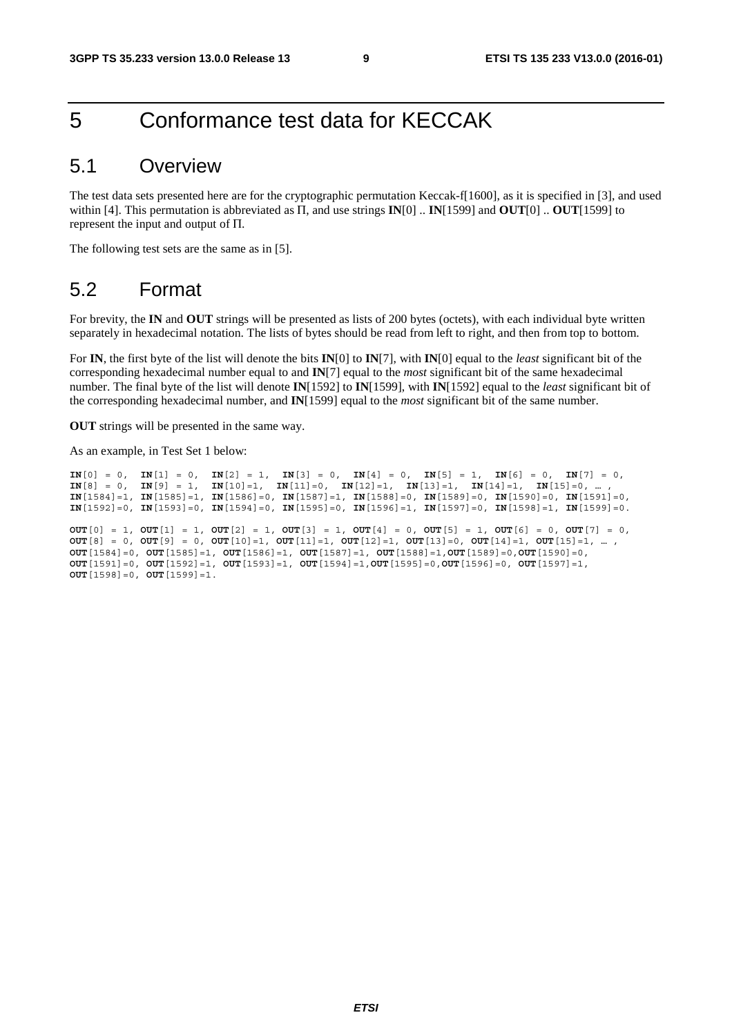# 5 Conformance test data for KECCAK

## 5.1 Overview

The test data sets presented here are for the cryptographic permutation Keccak-f[1600], as it is specified in [3], and used within [4]. This permutation is abbreviated as Π, and use strings **IN**[0] .. **IN**[1599] and **OUT**[0] .. **OUT**[1599] to represent the input and output of Π.

The following test sets are the same as in [5].

## 5.2 Format

For brevity, the **IN** and **OUT** strings will be presented as lists of 200 bytes (octets), with each individual byte written separately in hexadecimal notation. The lists of bytes should be read from left to right, and then from top to bottom.

For **IN**, the first byte of the list will denote the bits **IN**[0] to **IN**[7], with **IN**[0] equal to the *least* significant bit of the corresponding hexadecimal number equal to and **IN**[7] equal to the *most* significant bit of the same hexadecimal number. The final byte of the list will denote **IN**[1592] to **IN**[1599], with **IN**[1592] equal to the *least* significant bit of the corresponding hexadecimal number, and **IN**[1599] equal to the *most* significant bit of the same number.

**OUT** strings will be presented in the same way.

As an example, in Test Set 1 below:

```
IN[0] = 0,  IN[1] = 0,  IN[2] = 1,  IN[3] = 0,  IN[4] = 0,  IN[5] = 1,  IN[6] = 0,  IN[7] = 0,
IN[8] = 0,  IN[9] = 1,  IN[10]=1,  IN[11]=0,  IN[12]=1,  IN[13]=1,  IN[14]=1,  IN[15]=0, … ,
IN[1584]=1, IN[1585]=1, IN[1586]=0, IN[1587]=1, IN[1588]=0, IN[1589]=0, IN[1590]=0, IN[1591]=0,
IN[1592]=0, IN[1593]=0, IN[1594]=0, IN[1595]=0, IN[1596]=1, IN[1597]=0, IN[1598]=1, IN[1599]=0.

OUT[0] = 1, OUT[1] = 1, OUT[2] = 1, OUT[3] = 1, OUT[4] = 0, OUT[5] = 1, OUT[6] = 0, OUT[7] = 0,
OUT[8] = 0, OUT[9] = 0, OUT[10]=1, OUT[11]=1, OUT[12]=1, OUT[13]=0, OUT[14]=1, OUT[15]=1, … ,
OUT[1584]=0, OUT[1585]=1, OUT[1586]=1, OUT[1587]=1, OUT[1588]=1,OUT[1589]=0,OUT[1590]=0,
OUT[1591]=0, OUT[1592]=1, OUT[1593]=1, OUT[1594]=1,OUT[1595]=0,OUT[1596]=0, OUT[1597]=1,
OUT[1598]=0, OUT[1599]=1.
```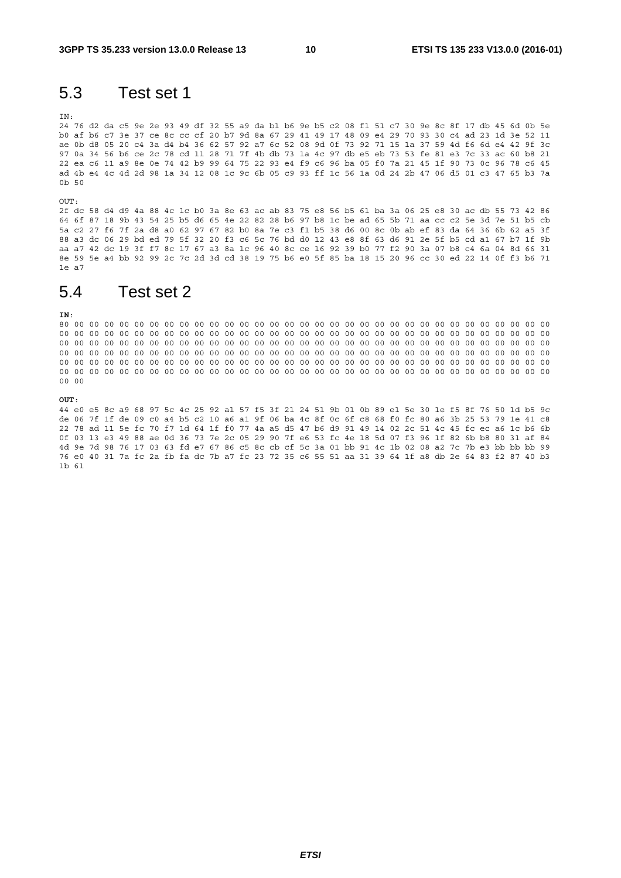## 5.3 Test set 1

IN:

```
24 76 d2 da c5 9e 2e 93 49 df 32 55 a9 da b1 b6 9e b5 c2 08 f1 51 c7 30 9e 8c 8f 17 db 45 6d 0b 5e
b0 af b6 c7 3e 37 ce 8c cc cf 20 b7 9d 8a 67 29 41 49 17 48 09 e4 29 70 93 30 c4 ad 23 1d 3e 52 11
ae 0b d8 05 20 c4 3a d4 b4 36 62 57 92 a7 6c 52 08 9d 0f 73 92 71 15 1a 37 59 4d f6 6d e4 42 9f 3c
97 0a 34 56 b6 ce 2c 78 cd 11 28 71 7f 4b db 73 1a 4c 97 db e5 eb 73 53 fe 81 e3 7c 33 ac 60 b8 21
22 ea c6 11 a9 8e 0e 74 42 b9 99 64 75 22 93 e4 f9 c6 96 ba 05 f0 7a 21 45 1f 90 73 0c 96 78 c6 45
ad 4b e4 4c 4d 2d 98 1a 34 12 08 1c 9c 6b 05 c9 93 ff 1c 56 1a 0d 24 2b 47 06 d5 01 c3 47 65 b3 7a
0b 50
```

OUT:

```
2f dc 58 d4 d9 4a 88 4c 1c b0 3a 8e 63 ac ab 83 75 e8 56 b5 61 ba 3a 06 25 e8 30 ac db 55 73 42 86
64 6f 87 18 9b 43 54 25 b5 d6 65 4e 22 82 28 b6 97 b8 1c be ad 65 5b 71 aa cc c2 5e 3d 7e 51 b5 cb
5a c2 27 f6 7f 2a d8 a0 62 97 67 82 b0 8a 7e c3 f1 b5 38 d6 00 8c 0b ab ef 83 da 64 36 6b 62 a5 3f
88 a3 dc 06 29 bd ed 79 5f 32 20 f3 c6 5c 76 bd d0 12 43 e8 8f 63 d6 91 2e 5f b5 cd a1 67 b7 1f 9b
aa a7 42 dc 19 3f f7 8c 17 67 a3 8a 1c 96 40 8c ce 16 92 39 b0 77 f2 90 3a 07 b8 c4 6a 04 8d 66 31
8e 59 5e a4 bb 92 99 2c 7c 2d 3d cd 38 19 75 b6 e0 5f 85 ba 18 15 20 96 cc 30 ed 22 14 0f f3 b6 71
1e a7
```

## 5.4 Test set 2

**IN**:

```
80 00 00 00 00 00 00 00 00 00 00 00 00 00 00 00 00 00 00 00 00 00 00 00 00 00 00 00 00 00 00 00 00
00 00 00 00 00 00 00 00 00 00 00 00 00 00 00 00 00 00 00 00 00 00 00 00 00 00 00 00 00 00 00 00 00
00 00 00 00 00 00 00 00 00 00 00 00 00 00 00 00 00 00 00 00 00 00 00 00 00 00 00 00 00 00 00 00 00
00 00 00 00 00 00 00 00 00 00 00 00 00 00 00 00 00 00 00 00 00 00 00 00 00 00 00 00 00 00 00 00 00
00 00 00 00 00 00 00 00 00 00 00 00 00 00 00 00 00 00 00 00 00 00 00 00 00 00 00 00 00 00 00 00 00
00 00 00 00 00 00 00 00 00 00 00 00 00 00 00 00 00 00 00 00 00 00 00 00 00 00 00 00 00 00 00 00 00
00 00
```

**OUT**:

```
44 e0 e5 8c a9 68 97 5c 4c 25 92 a1 57 f5 3f 21 24 51 9b 01 0b 89 e1 5e 30 1e f5 8f 76 50 1d b5 9c
de 06 7f 1f de 09 c0 a4 b5 c2 10 a6 a1 9f 06 ba 4c 8f 0c 6f c8 68 f0 fc 80 a6 3b 25 53 79 1e 41 c8
22 78 ad 11 5e fc 70 f7 1d 64 1f f0 77 4a a5 d5 47 b6 d9 91 49 14 02 2c 51 4c 45 fc ec a6 1c b6 6b
0f 03 13 e3 49 88 ae 0d 36 73 7e 2c 05 29 90 7f e6 53 fc 4e 18 5d 07 f3 96 1f 82 6b b8 80 31 af 84
4d 9e 7d 98 76 17 03 63 fd e7 67 86 c5 8c cb cf 5c 3a 01 bb 91 4c 1b 02 08 a2 7c 7b e3 bb bb bb 99
76 e0 40 31 7a fc 2a fb fa dc 7b a7 fc 23 72 35 c6 55 51 aa 31 39 64 1f a8 db 2e 64 83 f2 87 40 b3
1b 61
```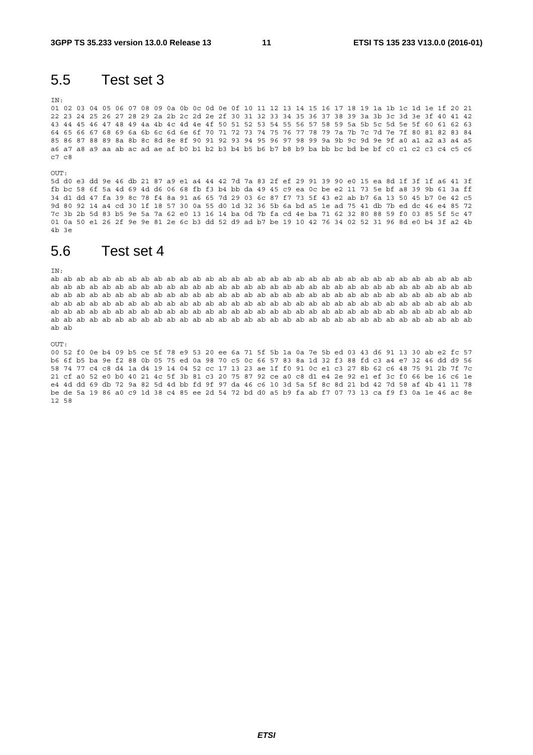## 5.5 Test set 3

```
IN:
01 02 03 04 05 06 07 08 09 0a 0b 0c 0d 0e 0f 10 11 12 13 14 15 16 17 18 19 1a 1b 1c 1d 1e 1f 20 21
22 23 24 25 26 27 28 29 2a 2b 2c 2d 2e 2f 30 31 32 33 34 35 36 37 38 39 3a 3b 3c 3d 3e 3f 40 41 42
43 44 45 46 47 48 49 4a 4b 4c 4d 4e 4f 50 51 52 53 54 55 56 57 58 59 5a 5b 5c 5d 5e 5f 60 61 62 63
64 65 66 67 68 69 6a 6b 6c 6d 6e 6f 70 71 72 73 74 75 76 77 78 79 7a 7b 7c 7d 7e 7f 80 81 82 83 84
85 86 87 88 89 8a 8b 8c 8d 8e 8f 90 91 92 93 94 95 96 97 98 99 9a 9b 9c 9d 9e 9f a0 a1 a2 a3 a4 a5
a6 a7 a8 a9 aa ab ac ad ae af b0 b1 b2 b3 b4 b5 b6 b7 b8 b9 ba bb bc bd be bf c0 c1 c2 c3 c4 c5 c6
c7 c8

OUT:
5d d0 e3 dd 9e 46 db 21 87 a9 e1 a4 44 42 7d 7a 83 2f ef 29 91 39 90 e0 15 ea 8d 1f 3f 1f a6 41 3f
fb bc 58 6f 5a 4d 69 4d d6 06 68 fb f3 b4 bb da 49 45 c9 ea 0c be e2 11 73 5e bf a8 39 9b 61 3a ff
34 d1 dd 47 fa 39 8c 78 f4 8a 91 a6 65 7d 29 03 6c 87 f7 73 5f 43 e2 ab b7 6a 13 50 45 b7 0e 42 c5
9d 80 92 14 a4 cd 30 1f 18 57 30 0a 55 d0 1d 32 36 5b 6a bd a5 1e ad 75 41 db 7b ed dc 46 e4 85 72
7c 3b 2b 5d 83 b5 9e 5a 7a 62 e0 13 16 14 ba 0d 7b fa cd 4e ba 71 62 32 80 88 59 f0 03 85 5f 5c 47
01 0a 50 e1 26 2f 9e 9e 81 2e 6c b3 dd 52 d9 ad b7 be 19 10 42 76 34 02 52 31 96 8d e0 b4 3f a2 4b
4b 3e
```

## 5.6 Test set 4

```
IN:
ab ab ab ab ab ab ab ab ab ab ab ab ab ab ab ab ab ab ab ab ab ab ab ab ab ab ab ab ab ab ab ab ab
ab ab ab ab ab ab ab ab ab ab ab ab ab ab ab ab ab ab ab ab ab ab ab ab ab ab ab ab ab ab ab ab ab
ab ab ab ab ab ab ab ab ab ab ab ab ab ab ab ab ab ab ab ab ab ab ab ab ab ab ab ab ab ab ab ab ab
ab ab ab ab ab ab ab ab ab ab ab ab ab ab ab ab ab ab ab ab ab ab ab ab ab ab ab ab ab ab ab ab ab
ab ab ab ab ab ab ab ab ab ab ab ab ab ab ab ab ab ab ab ab ab ab ab ab ab ab ab ab ab ab ab ab ab
ab ab ab ab ab ab ab ab ab ab ab ab ab ab ab ab ab ab ab ab ab ab ab ab ab ab ab ab ab ab ab ab ab
ab ab

OUT:
00 52 f0 0e b4 09 b5 ce 5f 78 e9 53 20 ee 6a 71 5f 5b 1a 0a 7e 5b ed 03 43 d6 91 13 30 ab e2 fc 57
b6 6f b5 ba 9e f2 88 0b 05 75 ed 0a 98 70 c5 0c 66 57 83 8a 1d 32 f3 88 fd c3 a4 e7 32 46 dd d9 56
58 74 77 c4 c8 d4 1a d4 19 14 04 52 cc 17 13 23 ae 1f f0 91 0c e1 c3 27 8b 62 c6 48 75 91 2b 7f 7c
21 cf a0 52 e0 b0 40 21 4c 5f 3b 81 c3 20 75 87 92 ce a0 c8 d1 e4 2e 92 e1 ef 3c f0 66 be 16 c6 1e
e4 4d dd 69 db 72 9a 82 5d 4d bb fd 9f 97 da 46 c6 10 3d 5a 5f 8c 8d 21 bd 42 7d 58 af 4b 41 11 78
be de 5a 19 86 a0 c9 1d 38 c4 85 ee 2d 54 72 bd d0 a5 b9 fa ab f7 07 73 13 ca f9 f3 0a 1e 46 ac 8e
12 58
```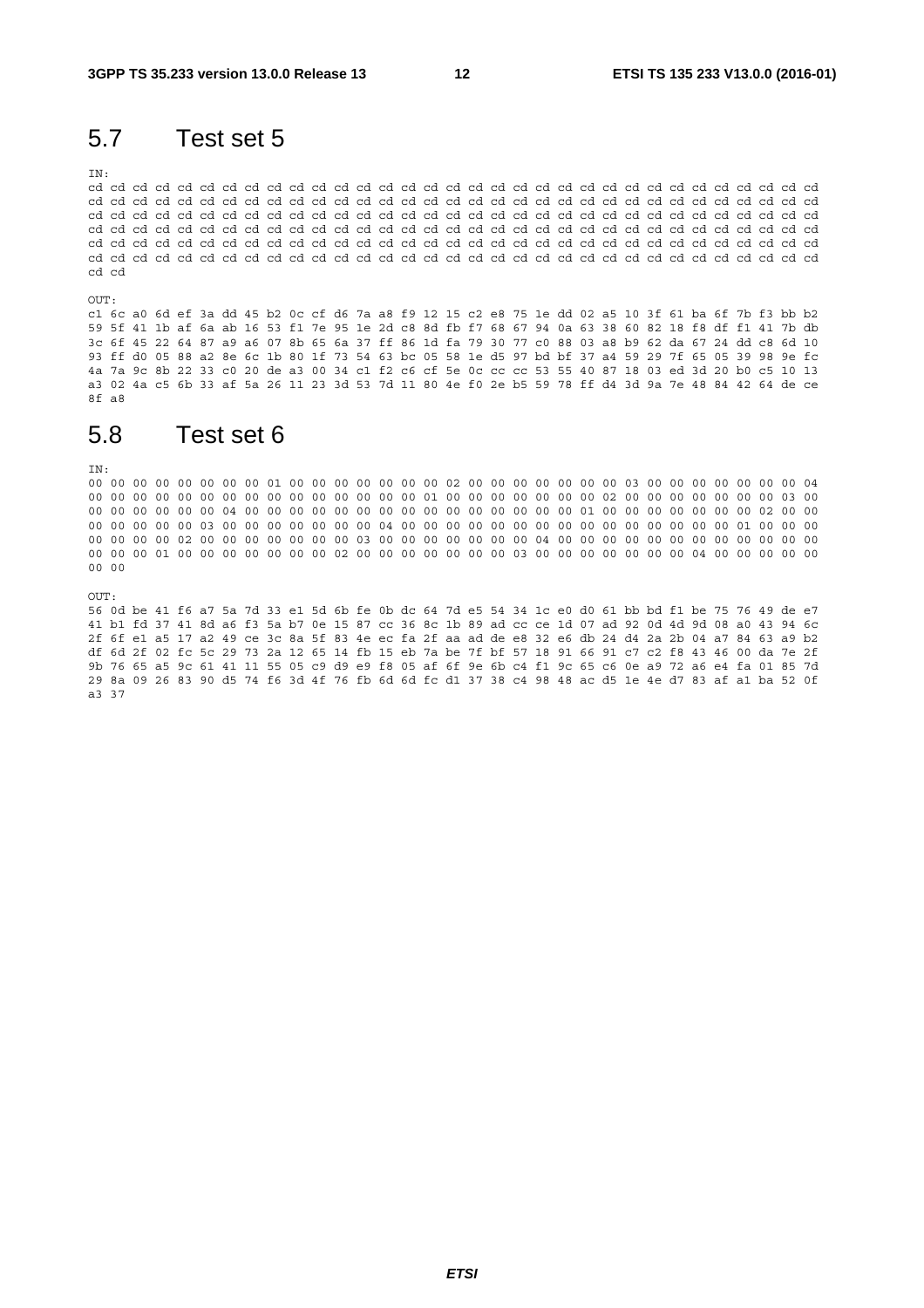## 5.7 Test set 5

```
IN:
cd cd cd cd cd cd cd cd cd cd cd cd cd cd cd cd cd cd cd cd cd cd cd cd cd cd cd cd cd cd cd cd
cd cd cd cd cd cd cd cd cd cd cd cd cd cd cd cd cd cd cd cd cd cd cd cd cd cd cd cd cd cd cd cd
cd cd cd cd cd cd cd cd cd cd cd cd cd cd cd cd cd cd cd cd cd cd cd cd cd cd cd cd cd cd cd cd
cd cd cd cd cd cd cd cd cd cd cd cd cd cd cd cd cd cd cd cd cd cd cd cd cd cd cd cd cd cd cd cd
cd cd cd cd cd cd cd cd cd cd cd cd cd cd cd cd cd cd cd cd cd cd cd cd cd cd cd cd cd cd cd cd
cd cd cd cd cd cd cd cd cd cd cd cd cd cd cd cd cd cd cd cd cd cd cd cd cd cd cd cd cd cd cd cd
cd cd

OUT:
c1 6c a0 6d ef 3a dd 45 b2 0c cf d6 7a a8 f9 12 15 c2 e8 75 1e dd 02 a5 10 3f 61 ba 6f 7b f3 bb b2
59 5f 41 1b af 6a ab 16 53 f1 7e 95 1e 2d c8 8d fb f7 68 67 94 0a 63 38 60 82 18 f8 df f1 41 7b db
3c 6f 45 22 64 87 a9 a6 07 8b 65 6a 37 ff 86 1d fa 79 30 77 c0 88 03 a8 b9 62 da 67 24 dd c8 6d 10
93 ff d0 05 88 a2 8e 6c 1b 80 1f 73 54 63 bc 05 58 1e d5 97 bd bf 37 a4 59 29 7f 65 05 39 98 9e fc
4a 7a 9c 8b 22 33 c0 20 de a3 00 34 c1 f2 c6 cf 5e 0c cc cc 53 55 40 87 18 03 ed 3d 20 b0 c5 10 13
a3 02 4a c5 6b 33 af 5a 26 11 23 3d 53 7d 11 80 4e f0 2e b5 59 78 ff d4 3d 9a 7e 48 84 42 64 de ce
8f a8
```

## 5.8 Test set 6

```
IN:
00 00 00 00 00 00 00 00 01 00 00 00 00 00 00 00 02 00 00 00 00 00 00 00 03 00 00 00 00 00 00 00 04
00 00 00 00 00 00 00 00 00 00 00 00 00 00 00 01 00 00 00 00 00 00 00 02 00 00 00 00 00 00 00 03 00
00 00 00 00 00 00 04 00 00 00 00 00 00 00 00 00 00 00 00 00 00 00 01 00 00 00 00 00 00 00 02 00 00
00 00 00 00 00 03 00 00 00 00 00 00 00 04 00 00 00 00 00 00 00 00 00 00 00 00 00 00 00 01 00 00 00
00 00 00 00 02 00 00 00 00 00 00 00 03 00 00 00 00 00 00 00 04 00 00 00 00 00 00 00 00 00 00 00 00
00 00 00 01 00 00 00 00 00 00 00 02 00 00 00 00 00 00 00 03 00 00 00 00 00 00 00 04 00 00 00 00 00
00 00

OUT:
56 0d be 41 f6 a7 5a 7d 33 e1 5d 6b fe 0b dc 64 7d e5 54 34 1c e0 d0 61 bb bd f1 be 75 76 49 de e7
41 b1 fd 37 41 8d a6 f3 5a b7 0e 15 87 cc 36 8c 1b 89 ad cc ce 1d 07 ad 92 0d 4d 9d 08 a0 43 94 6c
2f 6f e1 a5 17 a2 49 ce 3c 8a 5f 83 4e ec fa 2f aa ad de e8 32 e6 db 24 d4 2a 2b 04 a7 84 63 a9 b2
df 6d 2f 02 fc 5c 29 73 2a 12 65 14 fb 15 eb 7a be 7f bf 57 18 91 66 91 c7 c2 f8 43 46 00 da 7e 2f
9b 76 65 a5 9c 61 41 11 55 05 c9 d9 e9 f8 05 af 6f 9e 6b c4 f1 9c 65 c6 0e a9 72 a6 e4 fa 01 85 7d
29 8a 09 26 83 90 d5 74 f6 3d 4f 76 fb 6d 6d fc d1 37 38 c4 98 48 ac d5 1e 4e d7 83 af a1 ba 52 0f
a3 37
```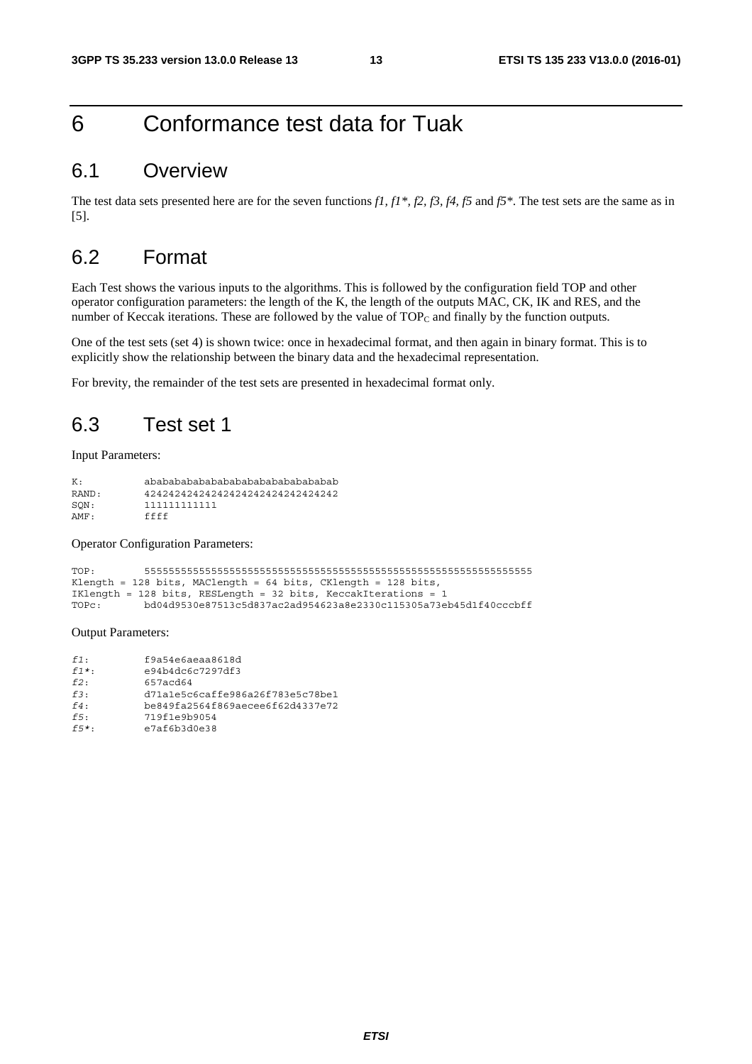# 6 Conformance test data for Tuak

## 6.1 Overview

The test data sets presented here are for the seven functions *f1, f1\*, f2, f3, f4, f5* and *f5\**. The test sets are the same as in [5].

## 6.2 Format

Each Test shows the various inputs to the algorithms. This is followed by the configuration field TOP and other operator configuration parameters: the length of the K, the length of the outputs MAC, CK, IK and RES, and the number of Keccak iterations. These are followed by the value of $TOP_C$ and finally by the function outputs.

One of the test sets (set 4) is shown twice: once in hexadecimal format, and then again in binary format. This is to explicitly show the relationship between the binary data and the hexadecimal representation.

For brevity, the remainder of the test sets are presented in hexadecimal format only.

## 6.3 Test set 1

Input Parameters:

```
K:          abababababababababababababababab
RAND:       42424242424242424242424242424242
SQN:        111111111111
AMF:        ffff
```

Operator Configuration Parameters:

```
TOP:        5555555555555555555555555555555555555555555555555555555555555555
Klength = 128 bits, MAClength = 64 bits, CKlength = 128 bits,
IKlength = 128 bits, RESLength = 32 bits, KeccakIterations = 1
TOPc:       bd04d9530e87513c5d837ac2ad954623a8e2330c115305a73eb45d1f40cccbff
```

Output Parameters:

```
f1:         f9a54e6aeaa8618d
f1*:        e94b4dc6c7297df3
f2:         657acd64
f3:         d71a1e5c6caffe986a26f783e5c78be1
f4:         be849fa2564f869aecee6f62d4337e72
f5:         719f1e9b9054
f5*:        e7af6b3d0e38
```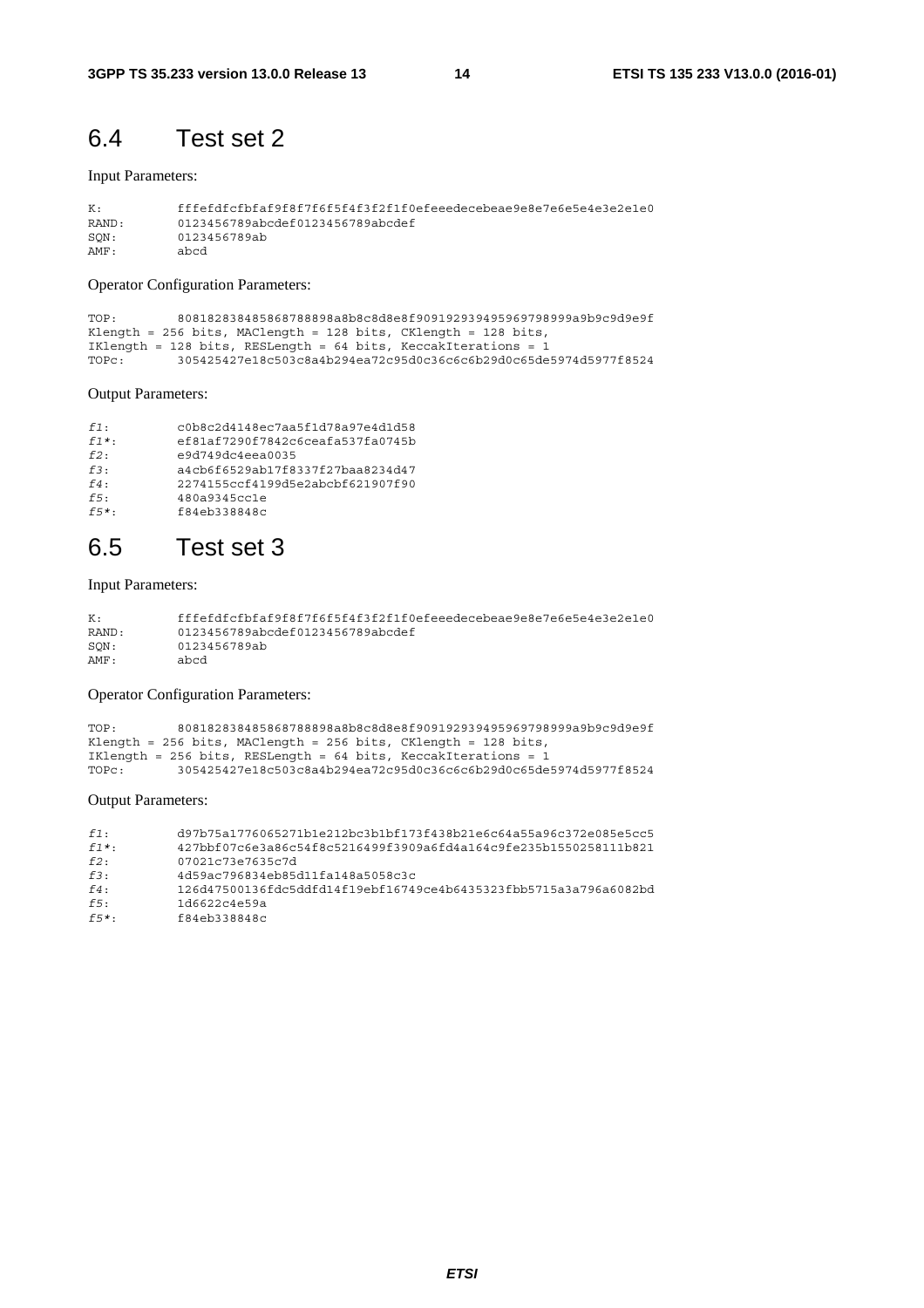## 6.4 Test set 2

Input Parameters:

```
K:       fffefdfcfbfaf9f8f7f6f5f4f3f2f1f0efeeedecebeae9e8e7e6e5e4e3e2e1e0
RAND:    0123456789abcdef0123456789abcdef
SQN:     0123456789ab
AMF:     abcd
```

Operator Configuration Parameters:

```
TOP:     808182838485868788898a8b8c8d8e8f909192939495969798999a9b9c9d9e9f
Klength = 256 bits, MAClength = 128 bits, CKlength = 128 bits,
IKlength = 128 bits, RESLength = 64 bits, KeccakIterations = 1
TOPc:    305425427e18c503c8a4b294ea72c95d0c36c6c6b29d0c65de5974d5977f8524
```

Output Parameters:

```
f1:      c0b8c2d4148ec7aa5f1d78a97e4d1d58
f1*:     ef81af7290f7842c6ceafa537fa0745b
f2:      e9d749dc4eea0035
f3:      a4cb6f6529ab17f8337f27baa8234d47
f4:      2274155ccf4199d5e2abcbf621907f90
f5:      480a9345cc1e
f5*:     f84eb338848c
```

## 6.5 Test set 3

Input Parameters:

```
K:       fffefdfcfbfaf9f8f7f6f5f4f3f2f1f0efeeedecebeae9e8e7e6e5e4e3e2e1e0
RAND:    0123456789abcdef0123456789abcdef
SQN:     0123456789ab
AMF:     abcd
```

Operator Configuration Parameters:

```
TOP:     808182838485868788898a8b8c8d8e8f909192939495969798999a9b9c9d9e9f
Klength = 256 bits, MAClength = 256 bits, CKlength = 128 bits,
IKlength = 256 bits, RESLength = 64 bits, KeccakIterations = 1
TOPc:    305425427e18c503c8a4b294ea72c95d0c36c6c6b29d0c65de5974d5977f8524
```

Output Parameters:

```
f1:      d97b75a1776065271b1e212bc3b1bf173f438b21e6c64a55a96c372e085e5cc5
f1*:     427bbf07c6e3a86c54f8c5216499f3909a6fd4a164c9fe235b1550258111b821
f2:      07021c73e7635c7d
f3:      4d59ac796834eb85d11fa148a5058c3c
f4:      126d47500136fdc5ddfd14f19ebf16749ce4b6435323fbb5715a3a796a6082bd
f5:      1d6622c4e59a
f5*:     f84eb338848c
```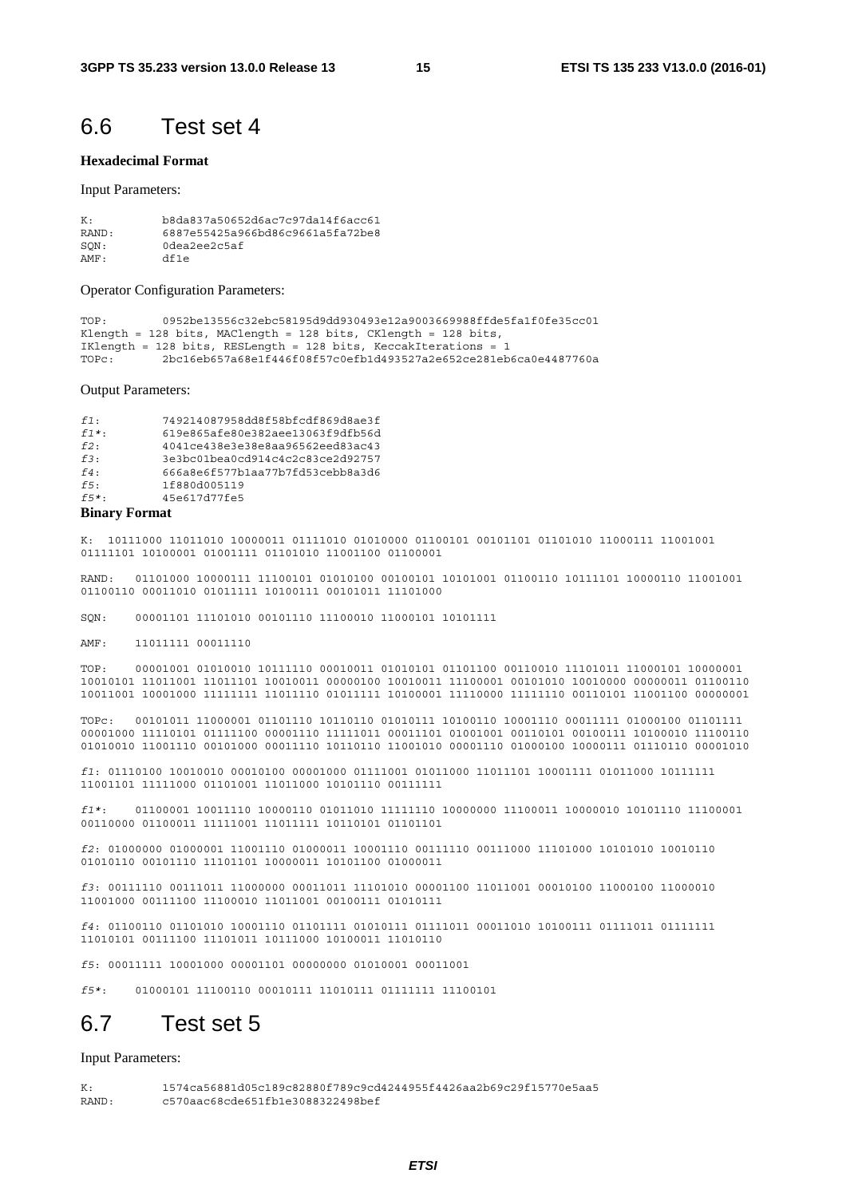## 6.6 Test set 4

**Hexadecimal Format**

Input Parameters:

```
K:        b8da837a50652d6ac7c97da14f6acc61
RAND:     6887e55425a966bd86c9661a5fa72be8
SQN:      0dea2ee2c5af
AMF:      df1e
```

Operator Configuration Parameters:

```
TOP:      0952be13556c32ebc58195d9dd930493e12a9003669988ffde5fa1f0fe35cc01
Klength = 128 bits, MAClength = 128 bits, CKlength = 128 bits,
IKlength = 128 bits, RESLength = 128 bits, KeccakIterations = 1
TOPc:     2bc16eb657a68e1f446f08f57c0efb1d493527a2e652ce281eb6ca0e4487760a
```

Output Parameters:

```
f1:       749214087958dd8f58bfcdf869d8ae3f
f1*:      619e865afe80e382aee13063f9dfb56d
f2:       4041ce438e3e38e8aa96562eed83ac43
f3:       3e3bc01bea0cd914c4c2c83ce2d92757
f4:       666a8e6f577b1aa77b7fd53cebb8a3d6
f5:       1f880d005119
f5*:      45e617d77fe5
```

**Binary Format**

```
K:  10111000 11011010 10000011 01111010 01010000 01100101 00101101 01101010 11000111 11001001
01111101 10100001 01001111 01101010 11001100 01100001

RAND:   01101000 10000111 11100101 01010100 00100101 10101001 01100110 10111101 10000110 11001001
01100110 00011010 01011111 10100111 00101011 11101000

SQN:    00001101 11101010 00101110 11100010 11000101 10101111

AMF:    11011111 00011110

TOP:    00001001 01010010 10111110 00010011 01010101 01101100 00110010 11101011 11000101 10000001
10010101 11011001 11011101 10010011 00000100 10010011 11100001 00101010 10010000 00000011 01100110
10011001 10001000 11111111 11011110 01011111 10100001 11110000 11111110 00110101 11001100 00000001

TOPc:   00101011 11000001 01101110 10110110 01010111 10100110 10001110 00011111 01000100 01101111
00001000 11110101 01111100 00001110 11111011 00011101 01001001 00110101 00100111 10100010 11100110
01010010 11001110 00101000 00011110 10110110 11001010 00001110 01000100 10000111 01110110 00001010

f1: 01110100 10010010 00010100 00001000 01111001 01011000 11011101 10001111 01011000 10111111
11001101 11111000 01101001 11011000 10101110 00111111

f1*:    01100001 10011110 10000110 01011010 11111110 10000000 11100011 10000010 10101110 11100001
00110000 01100011 11111001 11011111 10110101 01101101

f2: 01000000 01000001 11001110 01000011 10001110 00111110 00111000 11101000 10101010 10010110
01010110 00101110 11101101 10000011 10101100 01000011

f3: 00111110 00111011 11000000 00011011 11101010 00001100 11011001 00010100 11000100 11000010
11001000 00111100 11100010 11011001 00100111 01010111

f4: 01100110 01101010 10001110 01101111 01010111 01111011 00011010 10100111 01111011 01111111
11010101 00111100 11101011 10111000 10100011 11010110

f5: 00011111 10001000 00001101 00000000 01010001 00011001

f5*:    01000101 11100110 00010111 11010111 01111111 11100101
```

## 6.7 Test set 5

Input Parameters:

```
K:        1574ca56881d05c189c82880f789c9cd4244955f4426aa2b69c29f15770e5aa5
RAND:     c570aac68cde651fb1e3088322498bef
```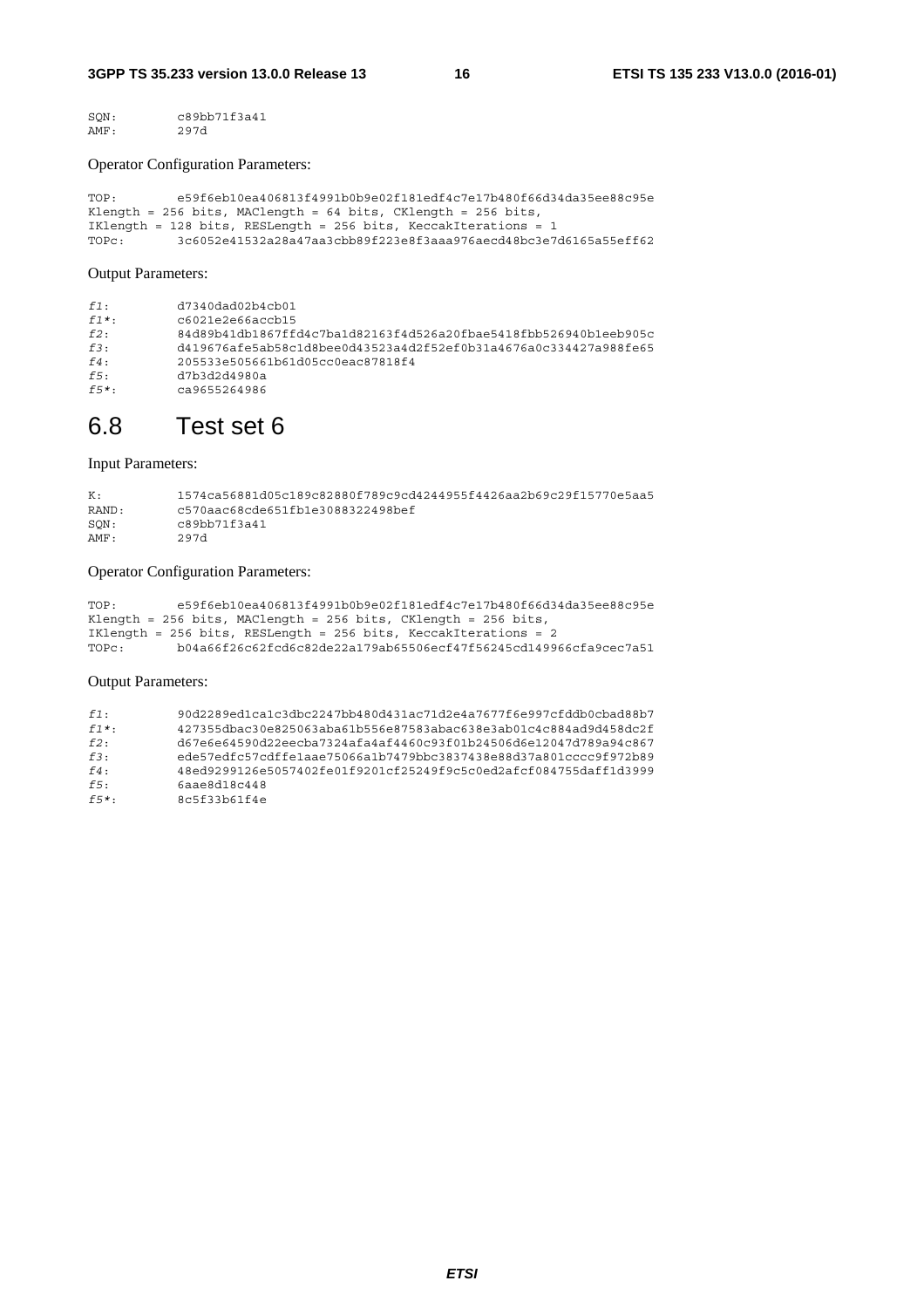```
SQN:        c89bb71f3a41
AMF:        297d
```

Operator Configuration Parameters:

```
TOP:        e59f6eb10ea406813f4991b0b9e02f181edf4c7e17b480f66d34da35ee88c95e
Klength = 256 bits, MAClength = 64 bits, CKlength = 256 bits,
IKlength = 128 bits, RESLength = 256 bits, KeccakIterations = 1
TOPc:       3c6052e41532a28a47aa3cbb89f223e8f3aaa976aecd48bc3e7d6165a55eff62
```

Output Parameters:

```
f1:         d7340dad02b4cb01
f1*:        c6021e2e66accb15
f2:         84d89b41db1867ffd4c7ba1d82163f4d526a20fbae5418fbb526940b1eeb905c
f3:         d419676afe5ab58c1d8bee0d43523a4d2f52ef0b31a4676a0c334427a988fe65
f4:         205533e505661b61d05cc0eac87818f4
f5:         d7b3d2d4980a
f5*:        ca9655264986
```

# 6.8 Test set 6

Input Parameters:

```
K:          1574ca56881d05c189c82880f789c9cd4244955f4426aa2b69c29f15770e5aa5
RAND:       c570aac68cde651fb1e3088322498bef
SQN:        c89bb71f3a41
AMF:        297d
```

Operator Configuration Parameters:

```
TOP:        e59f6eb10ea406813f4991b0b9e02f181edf4c7e17b480f66d34da35ee88c95e
Klength = 256 bits, MAClength = 256 bits, CKlength = 256 bits,
IKlength = 256 bits, RESLength = 256 bits, KeccakIterations = 2
TOPc:       b04a66f26c62fcd6c82de22a179ab65506ecf47f56245cd149966cfa9cec7a51
```

Output Parameters:

```
f1:         90d2289ed1ca1c3dbc2247bb480d431ac71d2e4a7677f6e997cfddb0cbad88b7
f1*:        427355dbac30e825063aba61b556e87583abac638e3ab01c4c884ad9d458dc2f
f2:         d67e6e64590d22eecba7324afa4af4460c93f01b24506d6e12047d789a94c867
f3:         ede57edfc57cdffe1aae75066a1b7479bbc3837438e88d37a801cccc9f972b89
f4:         48ed9299126e5057402fe01f9201cf25249f9c5c0ed2afcf084755daff1d3999
f5:         6aae8d18c448
f5*:        8c5f33b61f4e
```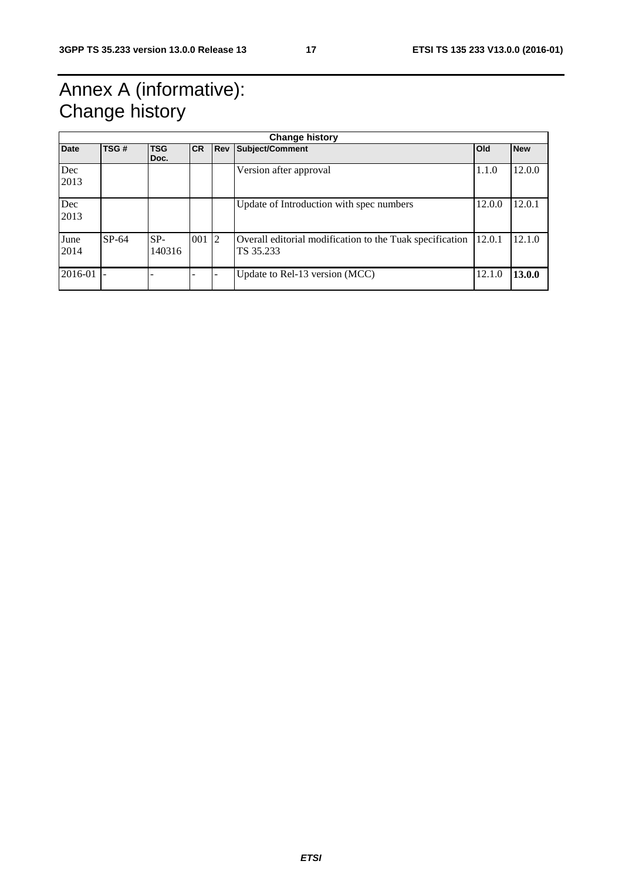# Annex A (informative): Change history

| Change history | | | | | | | |
|---|---|---|---|---|---|---|---|
| **Date** | **TSG #** | **TSG Doc.** | **CR** | **Rev** | **Subject/Comment** | **Old** | **New** |
| Dec 2013 | | | | | Version after approval | 1.1.0 | 12.0.0 |
| Dec 2013 | | | | | Update of Introduction with spec numbers | 12.0.0 | 12.0.1 |
| June 2014 | SP-64 | SP-140316 | 001 | 2 | Overall editorial modification to the Tuak specification TS 35.233 | 12.0.1 | 12.1.0 |
| 2016-01 | - | - | - | - | Update to Rel-13 version (MCC) | 12.1.0 | **13.0.0** |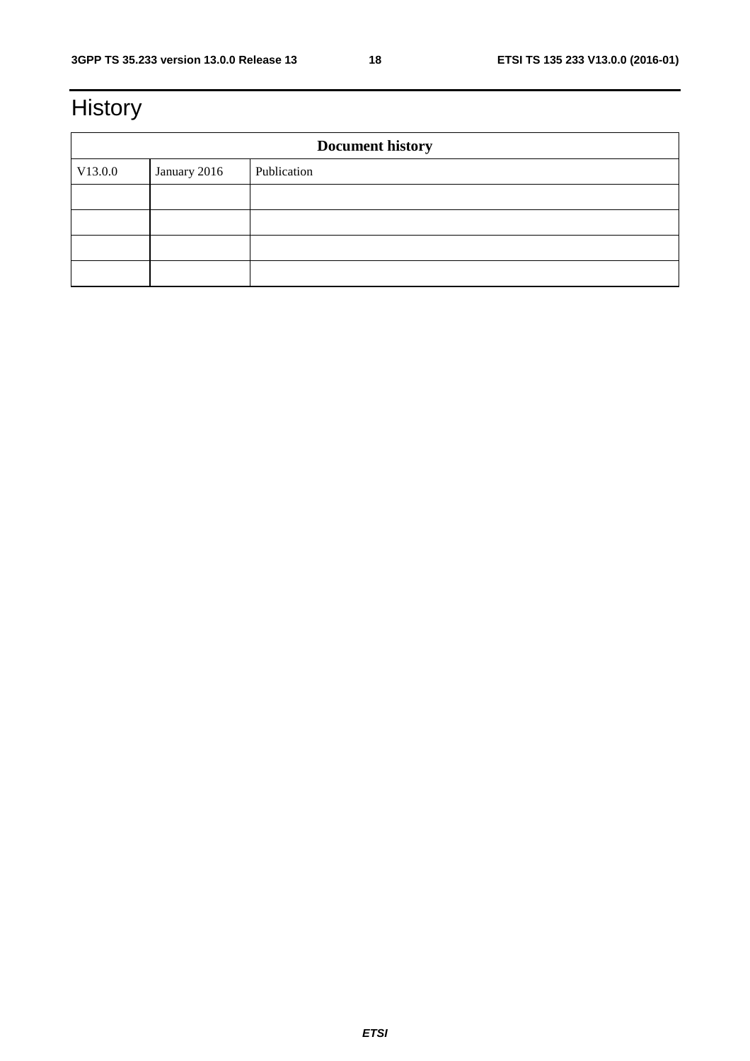# History

| Document history | | |
|---|---|---|
| V13.0.0 | January 2016 | Publication |
| | | |
| | | |
| | | |
| | | |